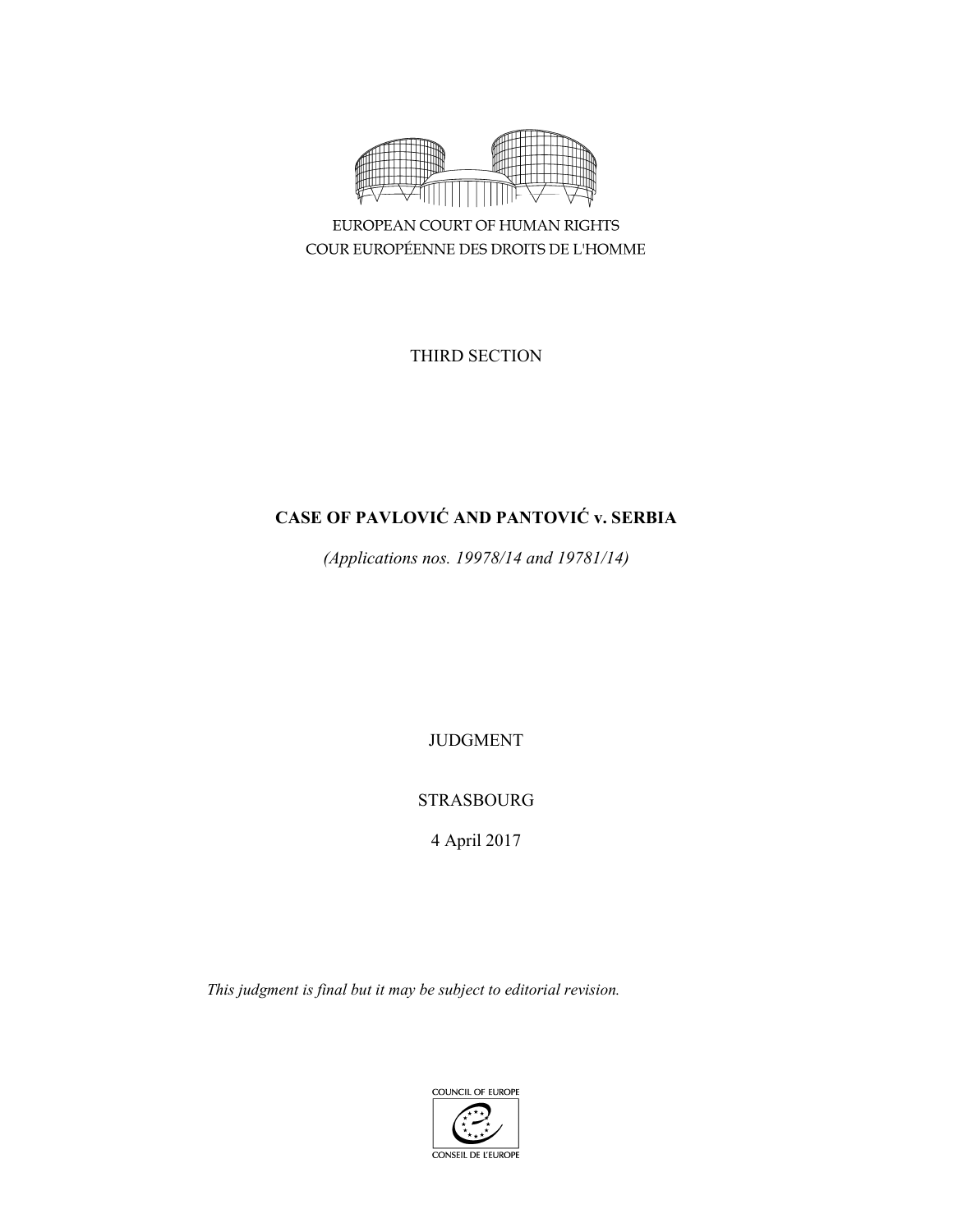EUROPEAN COURT OF HUMAN RIGHTS
COUR EUROPÉENNE DES DROITS DE L'HOMME

THIRD SECTION

# CASE OF PAVLOVIĆ AND PANTOVIĆ v. SERBIA

*(Applications nos. 19978/14 and 19781/14)*

JUDGMENT

STRASBOURG

4 April 2017

*This judgment is final but it may be subject to editorial revision.*

COUNCIL OF EUROPE
CONSEIL DE L'EUROPE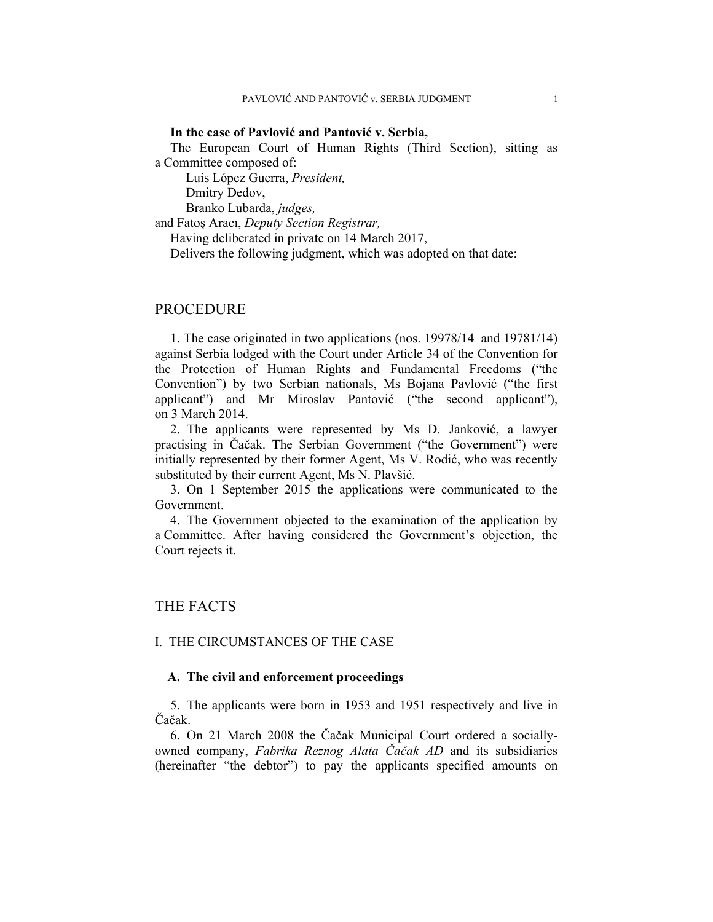**In the case of Pavlović and Pantović v. Serbia,**

The European Court of Human Rights (Third Section), sitting as a Committee composed of:

Luis López Guerra, *President,*
Dmitry Dedov,
Branko Lubarda, *judges,*
and Fatoş Aracı, *Deputy Section Registrar,*

Having deliberated in private on 14 March 2017,

Delivers the following judgment, which was adopted on that date:

# PROCEDURE

1. The case originated in two applications (nos. 19978/14 and 19781/14) against Serbia lodged with the Court under Article 34 of the Convention for the Protection of Human Rights and Fundamental Freedoms ("the Convention") by two Serbian nationals, Ms Bojana Pavlović ("the first applicant") and Mr Miroslav Pantović ("the second applicant"), on 3 March 2014.

2. The applicants were represented by Ms D. Janković, a lawyer practising in Čačak. The Serbian Government ("the Government") were initially represented by their former Agent, Ms V. Rodić, who was recently substituted by their current Agent, Ms N. Plavšić.

3. On 1 September 2015 the applications were communicated to the Government.

4. The Government objected to the examination of the application by a Committee. After having considered the Government's objection, the Court rejects it.

# THE FACTS

## I. THE CIRCUMSTANCES OF THE CASE

### A. The civil and enforcement proceedings

5. The applicants were born in 1953 and 1951 respectively and live in Čačak.

6. On 21 March 2008 the Čačak Municipal Court ordered a socially-owned company, *Fabrika Reznog Alata Čačak AD* and its subsidiaries (hereinafter "the debtor") to pay the applicants specified amounts on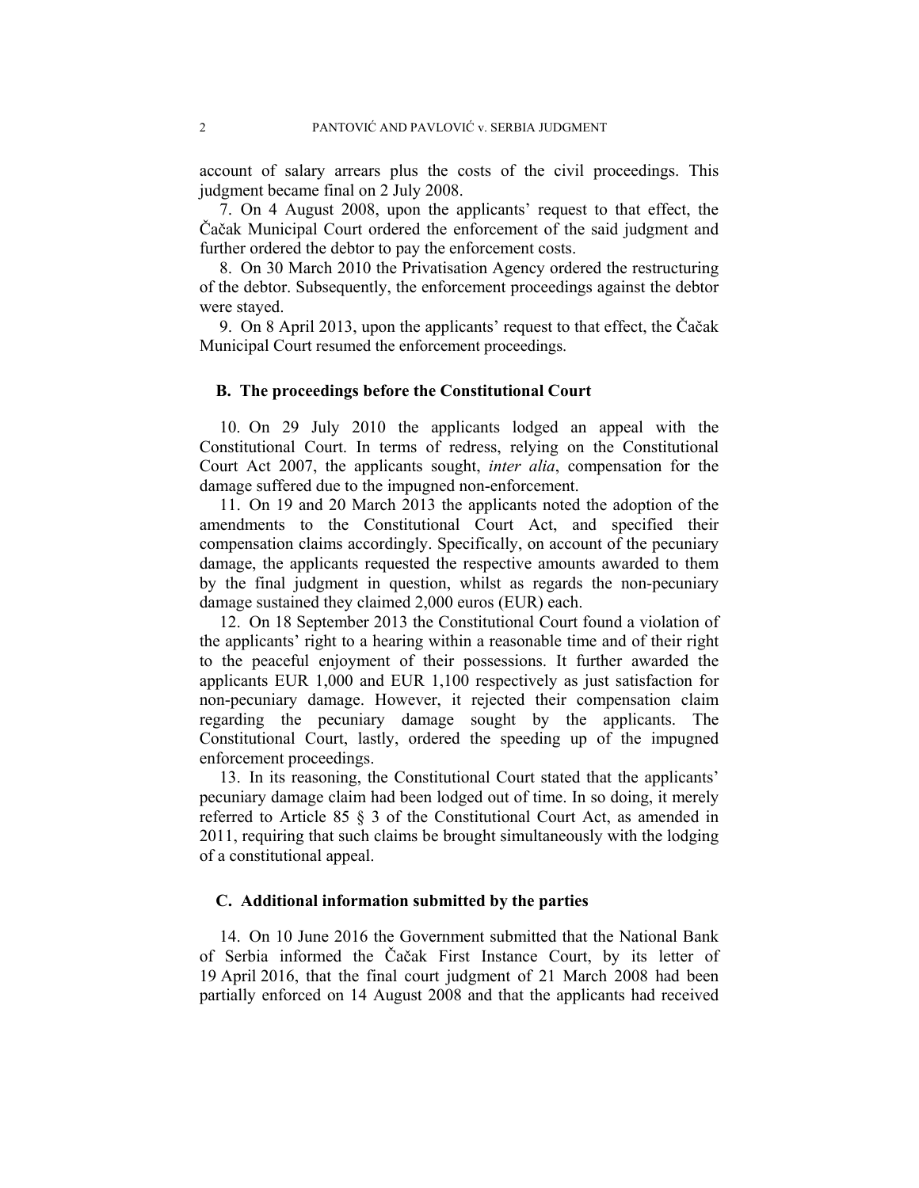account of salary arrears plus the costs of the civil proceedings. This judgment became final on 2 July 2008.

7. On 4 August 2008, upon the applicants' request to that effect, the Čačak Municipal Court ordered the enforcement of the said judgment and further ordered the debtor to pay the enforcement costs.

8. On 30 March 2010 the Privatisation Agency ordered the restructuring of the debtor. Subsequently, the enforcement proceedings against the debtor were stayed.

9. On 8 April 2013, upon the applicants' request to that effect, the Čačak Municipal Court resumed the enforcement proceedings.

### B. The proceedings before the Constitutional Court

10. On 29 July 2010 the applicants lodged an appeal with the Constitutional Court. In terms of redress, relying on the Constitutional Court Act 2007, the applicants sought, *inter alia*, compensation for the damage suffered due to the impugned non-enforcement.

11. On 19 and 20 March 2013 the applicants noted the adoption of the amendments to the Constitutional Court Act, and specified their compensation claims accordingly. Specifically, on account of the pecuniary damage, the applicants requested the respective amounts awarded to them by the final judgment in question, whilst as regards the non-pecuniary damage sustained they claimed 2,000 euros (EUR) each.

12. On 18 September 2013 the Constitutional Court found a violation of the applicants' right to a hearing within a reasonable time and of their right to the peaceful enjoyment of their possessions. It further awarded the applicants EUR 1,000 and EUR 1,100 respectively as just satisfaction for non-pecuniary damage. However, it rejected their compensation claim regarding the pecuniary damage sought by the applicants. The Constitutional Court, lastly, ordered the speeding up of the impugned enforcement proceedings.

13. In its reasoning, the Constitutional Court stated that the applicants' pecuniary damage claim had been lodged out of time. In so doing, it merely referred to Article 85 § 3 of the Constitutional Court Act, as amended in 2011, requiring that such claims be brought simultaneously with the lodging of a constitutional appeal.

### C. Additional information submitted by the parties

14. On 10 June 2016 the Government submitted that the National Bank of Serbia informed the Čačak First Instance Court, by its letter of 19 April 2016, that the final court judgment of 21 March 2008 had been partially enforced on 14 August 2008 and that the applicants had received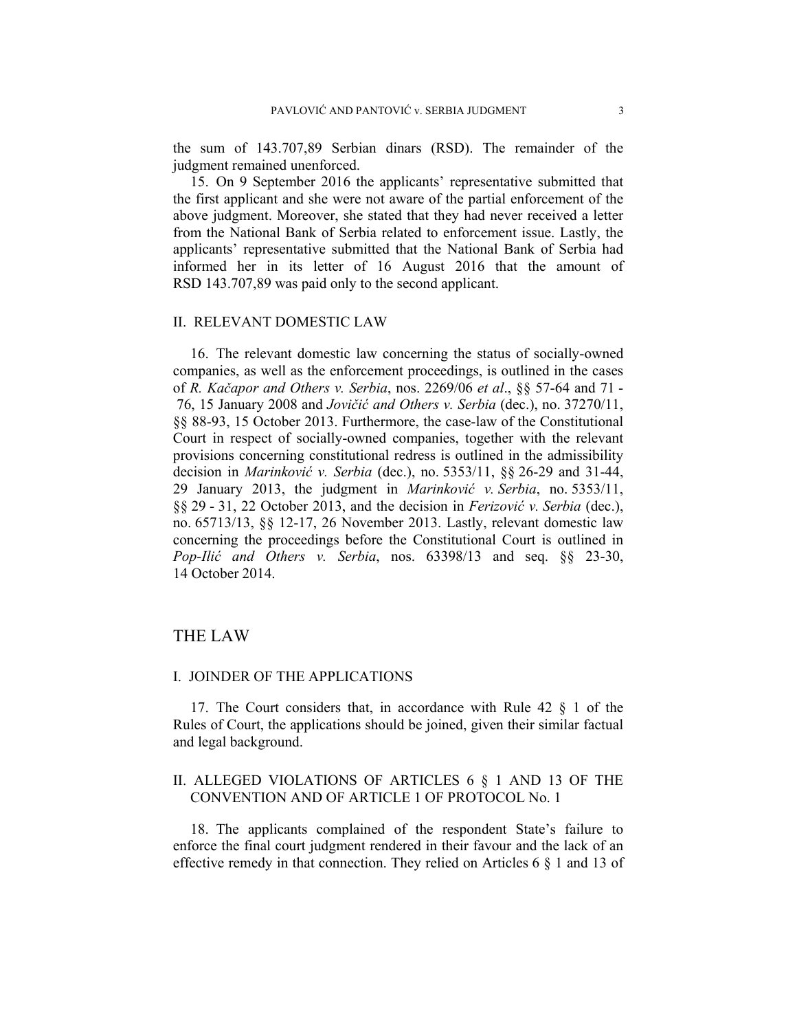the sum of 143.707,89 Serbian dinars (RSD). The remainder of the judgment remained unenforced.

15. On 9 September 2016 the applicants' representative submitted that the first applicant and she were not aware of the partial enforcement of the above judgment. Moreover, she stated that they had never received a letter from the National Bank of Serbia related to enforcement issue. Lastly, the applicants' representative submitted that the National Bank of Serbia had informed her in its letter of 16 August 2016 that the amount of RSD 143.707,89 was paid only to the second applicant.

## II. RELEVANT DOMESTIC LAW

16. The relevant domestic law concerning the status of socially-owned companies, as well as the enforcement proceedings, is outlined in the cases of *R. Kačapor and Others v. Serbia*, nos. 2269/06 *et al*., §§ 57-64 and 71 - 76, 15 January 2008 and *Jovičić and Others v. Serbia* (dec.), no. 37270/11, §§ 88-93, 15 October 2013. Furthermore, the case-law of the Constitutional Court in respect of socially-owned companies, together with the relevant provisions concerning constitutional redress is outlined in the admissibility decision in *Marinković v. Serbia* (dec.), no. 5353/11, §§ 26-29 and 31-44, 29 January 2013, the judgment in *Marinković v. Serbia*, no. 5353/11, §§ 29 - 31, 22 October 2013, and the decision in *Ferizović v. Serbia* (dec.), no. 65713/13, §§ 12-17, 26 November 2013. Lastly, relevant domestic law concerning the proceedings before the Constitutional Court is outlined in *Pop-Ilić and Others v. Serbia*, nos. 63398/13 and seq. §§ 23-30, 14 October 2014.

# THE LAW

## I. JOINDER OF THE APPLICATIONS

17. The Court considers that, in accordance with Rule 42 § 1 of the Rules of Court, the applications should be joined, given their similar factual and legal background.

## II. ALLEGED VIOLATIONS OF ARTICLES 6 § 1 AND 13 OF THE CONVENTION AND OF ARTICLE 1 OF PROTOCOL No. 1

18. The applicants complained of the respondent State's failure to enforce the final court judgment rendered in their favour and the lack of an effective remedy in that connection. They relied on Articles 6 § 1 and 13 of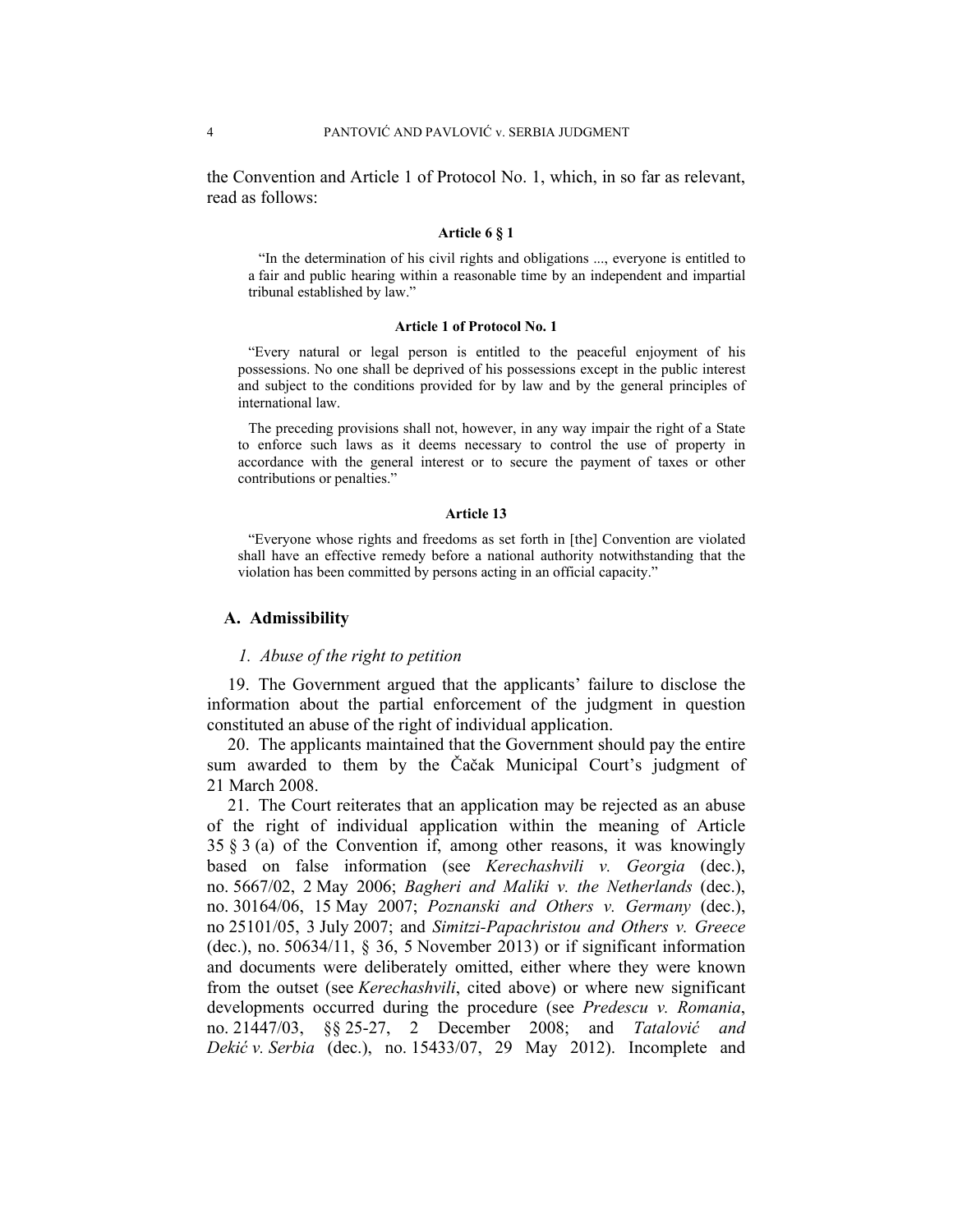the Convention and Article 1 of Protocol No. 1, which, in so far as relevant, read as follows:

**Article 6 § 1**

> "In the determination of his civil rights and obligations ..., everyone is entitled to a fair and public hearing within a reasonable time by an independent and impartial tribunal established by law."

**Article 1 of Protocol No. 1**

> "Every natural or legal person is entitled to the peaceful enjoyment of his possessions. No one shall be deprived of his possessions except in the public interest and subject to the conditions provided for by law and by the general principles of international law.
>
> The preceding provisions shall not, however, in any way impair the right of a State to enforce such laws as it deems necessary to control the use of property in accordance with the general interest or to secure the payment of taxes or other contributions or penalties."

**Article 13**

> "Everyone whose rights and freedoms as set forth in [the] Convention are violated shall have an effective remedy before a national authority notwithstanding that the violation has been committed by persons acting in an official capacity."

## A. Admissibility

### *1. Abuse of the right to petition*

19. The Government argued that the applicants' failure to disclose the information about the partial enforcement of the judgment in question constituted an abuse of the right of individual application.

20. The applicants maintained that the Government should pay the entire sum awarded to them by the Čačak Municipal Court's judgment of 21 March 2008.

21. The Court reiterates that an application may be rejected as an abuse of the right of individual application within the meaning of Article 35 § 3 (a) of the Convention if, among other reasons, it was knowingly based on false information (see *Kerechashvili v. Georgia* (dec.), no. 5667/02, 2 May 2006; *Bagheri and Maliki v. the Netherlands* (dec.), no. 30164/06, 15 May 2007; *Poznanski and Others v. Germany* (dec.), no 25101/05, 3 July 2007; and *Simitzi-Papachristou and Others v. Greece* (dec.), no. 50634/11, § 36, 5 November 2013) or if significant information and documents were deliberately omitted, either where they were known from the outset (see *Kerechashvili*, cited above) or where new significant developments occurred during the procedure (see *Predescu v. Romania*, no. 21447/03, §§ 25-27, 2 December 2008; and *Tatalović and Dekić v. Serbia* (dec.), no. 15433/07, 29 May 2012). Incomplete and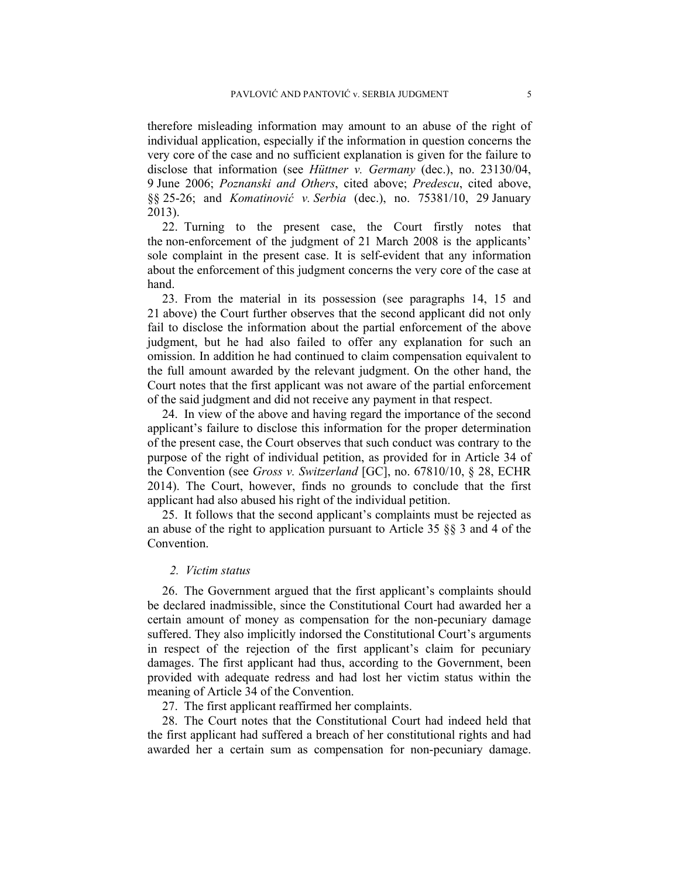therefore misleading information may amount to an abuse of the right of individual application, especially if the information in question concerns the very core of the case and no sufficient explanation is given for the failure to disclose that information (see *Hüttner v. Germany* (dec.), no. 23130/04, 9 June 2006; *Poznanski and Others*, cited above; *Predescu*, cited above, §§ 25-26; and *Komatinović v. Serbia* (dec.), no. 75381/10, 29 January 2013).

22. Turning to the present case, the Court firstly notes that the non-enforcement of the judgment of 21 March 2008 is the applicants' sole complaint in the present case. It is self-evident that any information about the enforcement of this judgment concerns the very core of the case at hand.

23. From the material in its possession (see paragraphs 14, 15 and 21 above) the Court further observes that the second applicant did not only fail to disclose the information about the partial enforcement of the above judgment, but he had also failed to offer any explanation for such an omission. In addition he had continued to claim compensation equivalent to the full amount awarded by the relevant judgment. On the other hand, the Court notes that the first applicant was not aware of the partial enforcement of the said judgment and did not receive any payment in that respect.

24. In view of the above and having regard the importance of the second applicant's failure to disclose this information for the proper determination of the present case, the Court observes that such conduct was contrary to the purpose of the right of individual petition, as provided for in Article 34 of the Convention (see *Gross v. Switzerland* [GC], no. 67810/10, § 28, ECHR 2014). The Court, however, finds no grounds to conclude that the first applicant had also abused his right of the individual petition.

25. It follows that the second applicant's complaints must be rejected as an abuse of the right to application pursuant to Article 35 §§ 3 and 4 of the Convention.

### *2. Victim status*

26. The Government argued that the first applicant's complaints should be declared inadmissible, since the Constitutional Court had awarded her a certain amount of money as compensation for the non-pecuniary damage suffered. They also implicitly indorsed the Constitutional Court's arguments in respect of the rejection of the first applicant's claim for pecuniary damages. The first applicant had thus, according to the Government, been provided with adequate redress and had lost her victim status within the meaning of Article 34 of the Convention.

27. The first applicant reaffirmed her complaints.

28. The Court notes that the Constitutional Court had indeed held that the first applicant had suffered a breach of her constitutional rights and had awarded her a certain sum as compensation for non-pecuniary damage.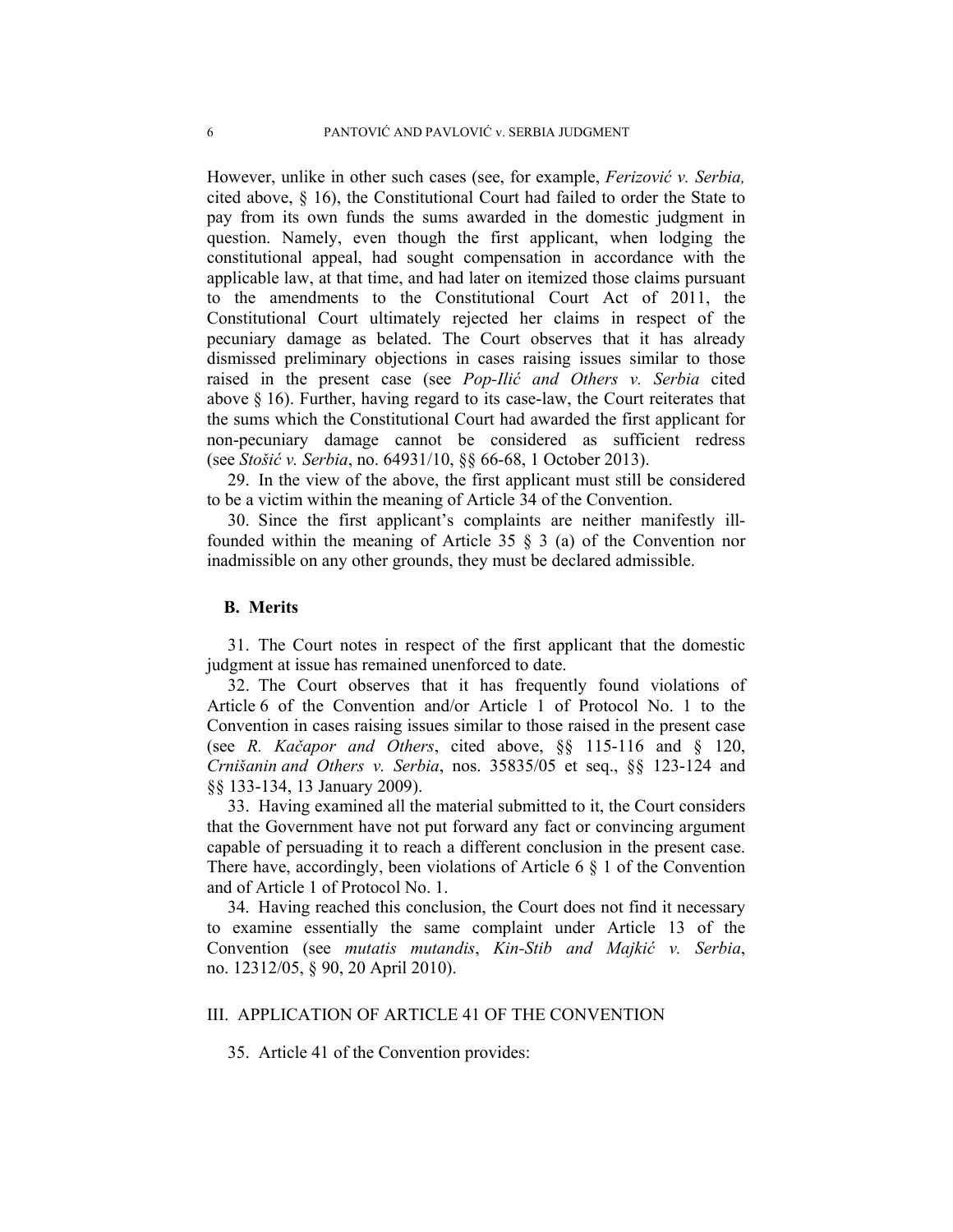However, unlike in other such cases (see, for example, *Ferizović v. Serbia,* cited above, § 16), the Constitutional Court had failed to order the State to pay from its own funds the sums awarded in the domestic judgment in question. Namely, even though the first applicant, when lodging the constitutional appeal, had sought compensation in accordance with the applicable law, at that time, and had later on itemized those claims pursuant to the amendments to the Constitutional Court Act of 2011, the Constitutional Court ultimately rejected her claims in respect of the pecuniary damage as belated. The Court observes that it has already dismissed preliminary objections in cases raising issues similar to those raised in the present case (see *Pop-Ilić and Others v. Serbia* cited above § 16). Further, having regard to its case-law, the Court reiterates that the sums which the Constitutional Court had awarded the first applicant for non-pecuniary damage cannot be considered as sufficient redress (see *Stošić v. Serbia*, no. 64931/10, §§ 66-68, 1 October 2013).

29. In the view of the above, the first applicant must still be considered to be a victim within the meaning of Article 34 of the Convention.

30. Since the first applicant's complaints are neither manifestly ill-founded within the meaning of Article 35 § 3 (a) of the Convention nor inadmissible on any other grounds, they must be declared admissible.

### B. Merits

31. The Court notes in respect of the first applicant that the domestic judgment at issue has remained unenforced to date.

32. The Court observes that it has frequently found violations of Article 6 of the Convention and/or Article 1 of Protocol No. 1 to the Convention in cases raising issues similar to those raised in the present case (see *R. Kačapor and Others*, cited above, §§ 115-116 and § 120, *Crnišanin and Others v. Serbia*, nos. 35835/05 et seq., §§ 123-124 and §§ 133-134, 13 January 2009).

33. Having examined all the material submitted to it, the Court considers that the Government have not put forward any fact or convincing argument capable of persuading it to reach a different conclusion in the present case. There have, accordingly, been violations of Article 6 § 1 of the Convention and of Article 1 of Protocol No. 1.

34. Having reached this conclusion, the Court does not find it necessary to examine essentially the same complaint under Article 13 of the Convention (see *mutatis mutandis*, *Kin-Stib and Majkić v. Serbia*, no. 12312/05, § 90, 20 April 2010).

## III. APPLICATION OF ARTICLE 41 OF THE CONVENTION

35. Article 41 of the Convention provides: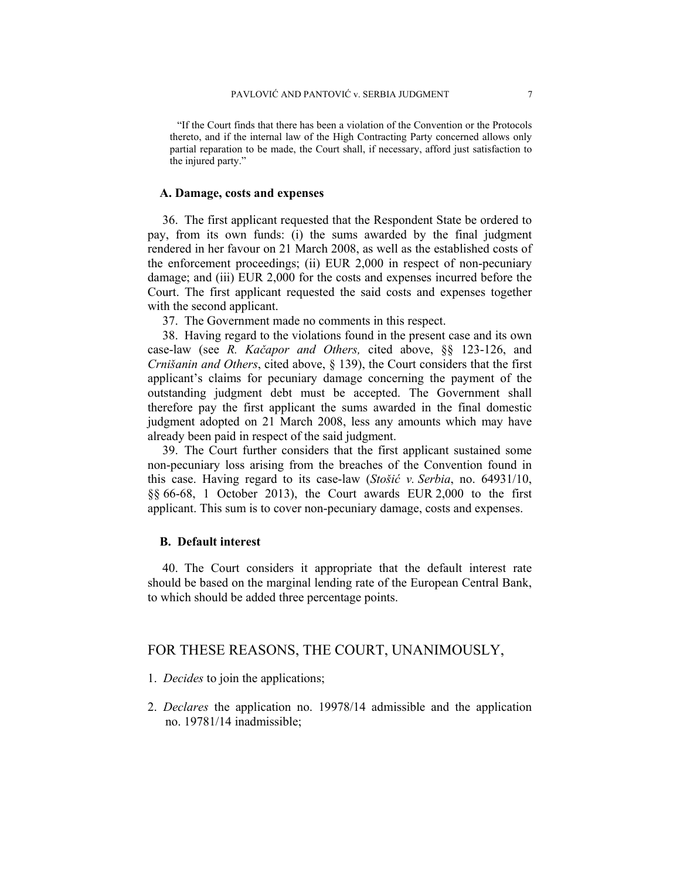> "If the Court finds that there has been a violation of the Convention or the Protocols thereto, and if the internal law of the High Contracting Party concerned allows only partial reparation to be made, the Court shall, if necessary, afford just satisfaction to the injured party."

### A. Damage, costs and expenses

36. The first applicant requested that the Respondent State be ordered to pay, from its own funds: (i) the sums awarded by the final judgment rendered in her favour on 21 March 2008, as well as the established costs of the enforcement proceedings; (ii) EUR 2,000 in respect of non-pecuniary damage; and (iii) EUR 2,000 for the costs and expenses incurred before the Court. The first applicant requested the said costs and expenses together with the second applicant.

37. The Government made no comments in this respect.

38. Having regard to the violations found in the present case and its own case-law (see *R. Kačapor and Others,* cited above, §§ 123-126, and *Crnišanin and Others*, cited above, § 139), the Court considers that the first applicant's claims for pecuniary damage concerning the payment of the outstanding judgment debt must be accepted. The Government shall therefore pay the first applicant the sums awarded in the final domestic judgment adopted on 21 March 2008, less any amounts which may have already been paid in respect of the said judgment.

39. The Court further considers that the first applicant sustained some non-pecuniary loss arising from the breaches of the Convention found in this case. Having regard to its case-law (*Stošić v. Serbia*, no. 64931/10, §§ 66-68, 1 October 2013), the Court awards EUR 2,000 to the first applicant. This sum is to cover non-pecuniary damage, costs and expenses.

### B. Default interest

40. The Court considers it appropriate that the default interest rate should be based on the marginal lending rate of the European Central Bank, to which should be added three percentage points.

## FOR THESE REASONS, THE COURT, UNANIMOUSLY,

1. *Decides* to join the applications;

2. *Declares* the application no. 19978/14 admissible and the application no. 19781/14 inadmissible;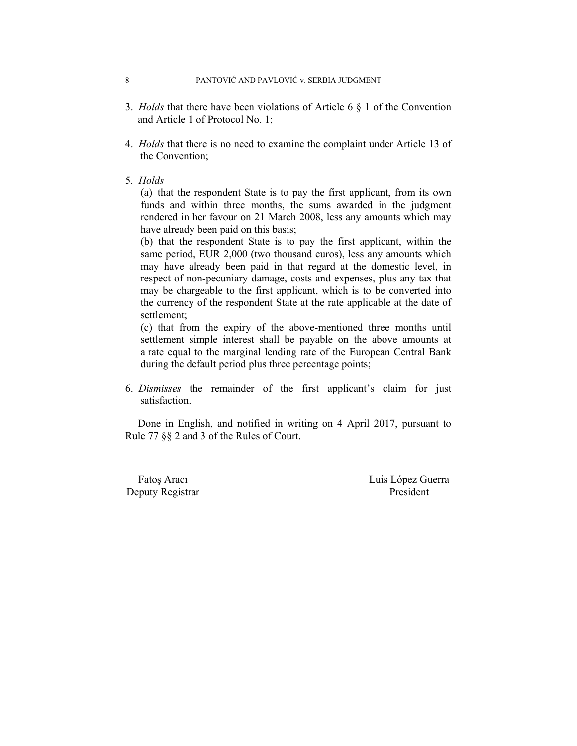3. *Holds* that there have been violations of Article 6 § 1 of the Convention and Article 1 of Protocol No. 1;

4. *Holds* that there is no need to examine the complaint under Article 13 of the Convention;

5. *Holds*

   (a) that the respondent State is to pay the first applicant, from its own funds and within three months, the sums awarded in the judgment rendered in her favour on 21 March 2008, less any amounts which may have already been paid on this basis;

   (b) that the respondent State is to pay the first applicant, within the same period, EUR 2,000 (two thousand euros), less any amounts which may have already been paid in that regard at the domestic level, in respect of non-pecuniary damage, costs and expenses, plus any tax that may be chargeable to the first applicant, which is to be converted into the currency of the respondent State at the rate applicable at the date of settlement;

   (c) that from the expiry of the above-mentioned three months until settlement simple interest shall be payable on the above amounts at a rate equal to the marginal lending rate of the European Central Bank during the default period plus three percentage points;

6. *Dismisses* the remainder of the first applicant's claim for just satisfaction.

Done in English, and notified in writing on 4 April 2017, pursuant to Rule 77 §§ 2 and 3 of the Rules of Court.

Fatoş Aracı
Deputy Registrar

Luis López Guerra
President